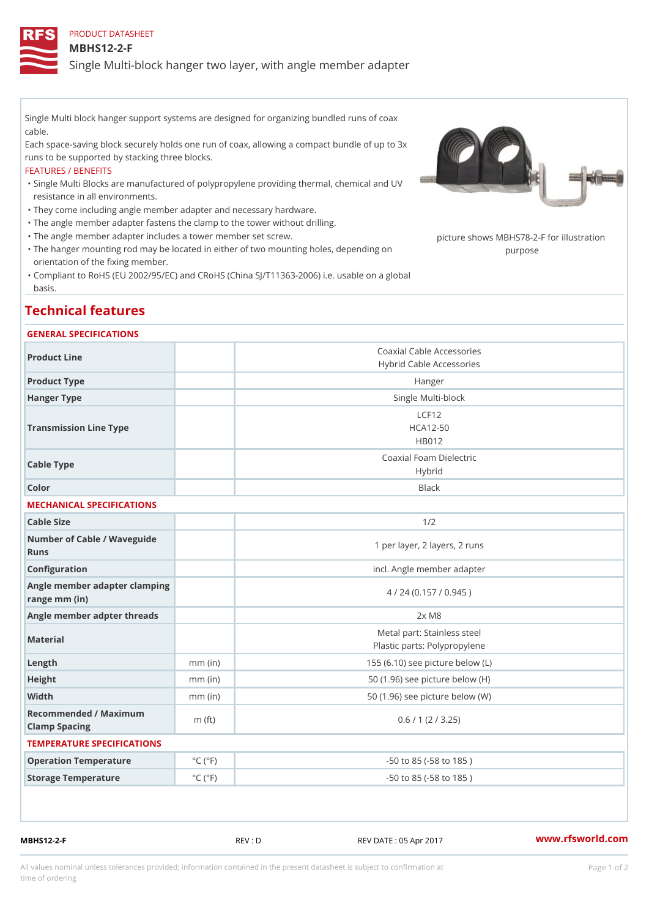PRODUCT DATASHEET

# MBHS12-2-F

Single Multi-block hanger two layer, with angle member adapter

Single Multi block hanger support systems are designed for organizing bundled runs of coax cable.
Each space-saving block securely holds one run of coax, allowing a compact bundle of up to 3x runs to be supported by stacking three blocks.

FEATURES / BENEFITS

- Single Multi Blocks are manufactured of polypropylene providing thermal, chemical and UV resistance in all environments.
- They come including angle member adapter and necessary hardware.
- The angle member adapter fastens the clamp to the tower without drilling.
- The angle member adapter includes a tower member set screw.
- The hanger mounting rod may be located in either of two mounting holes, depending on orientation of the fixing member.
- Compliant to RoHS (EU 2002/95/EC) and CRoHS (China SJ/T11363-2006) i.e. usable on a global basis.

picture shows MBHS78-2-F for illustration purpose

## Technical features

### GENERAL SPECIFICATIONS

| | | |
|---|---|---|
| Product Line | | Coaxial Cable Accessories<br>Hybrid Cable Accessories |
| Product Type | | Hanger |
| Hanger Type | | Single Multi-block |
| Transmission Line Type | | LCF12<br>HCA12-50<br>HB012 |
| Cable Type | | Coaxial Foam Dielectric<br>Hybrid |
| Color | | Black |

### MECHANICAL SPECIFICATIONS

| | | |
|---|---|---|
| Cable Size | | 1/2 |
| Number of Cable / Waveguide Runs | | 1 per layer, 2 layers, 2 runs |
| Configuration | | incl. Angle member adapter |
| Angle member adapter clamping range mm (in) | | 4 / 24 (0.157 / 0.945 ) |
| Angle member adpter threads | | 2x M8 |
| Material | | Metal part: Stainless steel<br>Plastic parts: Polypropylene |
| Length | mm (in) | 155 (6.10) see picture below (L) |
| Height | mm (in) | 50 (1.96) see picture below (H) |
| Width | mm (in) | 50 (1.96) see picture below (W) |
| Recommended / Maximum Clamp Spacing | m (ft) | 0.6 / 1 (2 / 3.25) |

### TEMPERATURE SPECIFICATIONS

| | | |
|---|---|---|
| Operation Temperature | °C (°F) | -50 to 85 (-58 to 185 ) |
| Storage Temperature | °C (°F) | -50 to 85 (-58 to 185 ) |

MBHS12-2-F REV : D REV DATE : 05 Apr 2017 www.rfsworld.com

All values nominal unless tolerances provided; information contained in the present datasheet is subject to confirmation at time of ordering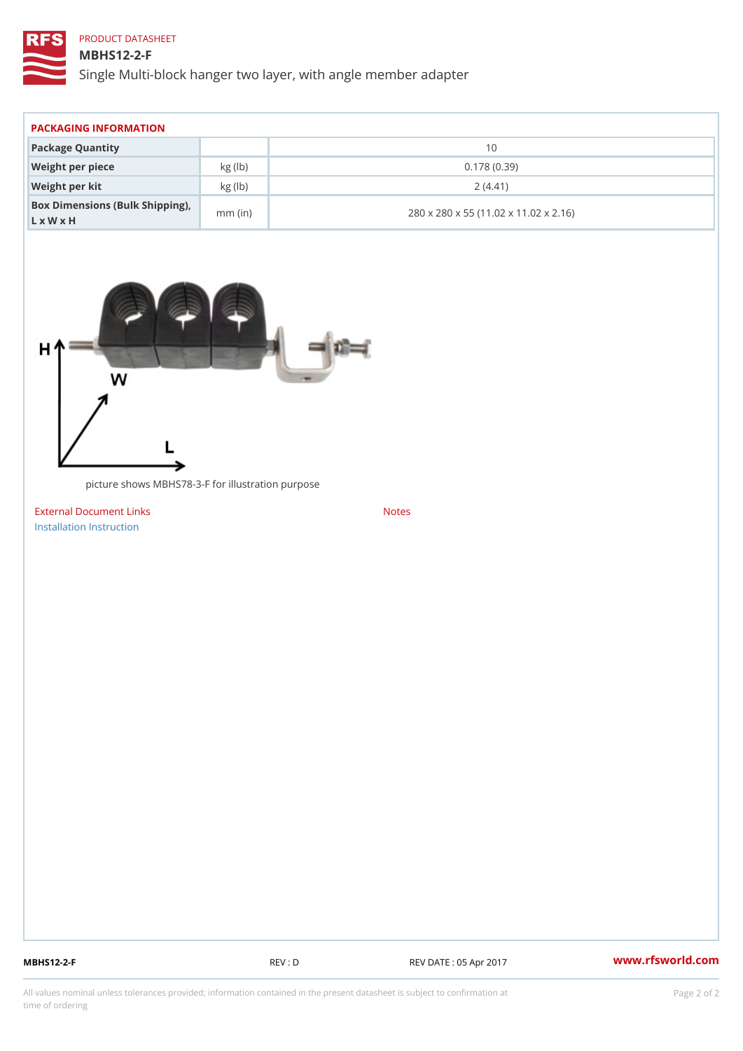PRODUCT DATASHEET

# MBHS12-2-F

Single Multi-block hanger two layer, with angle member adapter

## PACKAGING INFORMATION

| | | |
|---|---|---|
| Package Quantity | | 10 |
| Weight per piece | kg (lb) | 0.178 (0.39) |
| Weight per kit | kg (lb) | 2 (4.41) |
| Box Dimensions (Bulk Shipping), L x W x H | mm (in) | 280 x 280 x 55 (11.02 x 11.02 x 2.16) |

H

W

L

picture shows MBHS78-3-F for illustration purpose

External Document Links

Installation Instruction

Notes

MBHS12-2-F REV : D REV DATE : 05 Apr 2017 www.rfsworld.com

All values nominal unless tolerances provided; information contained in the present datasheet is subject to confirmation at time of ordering